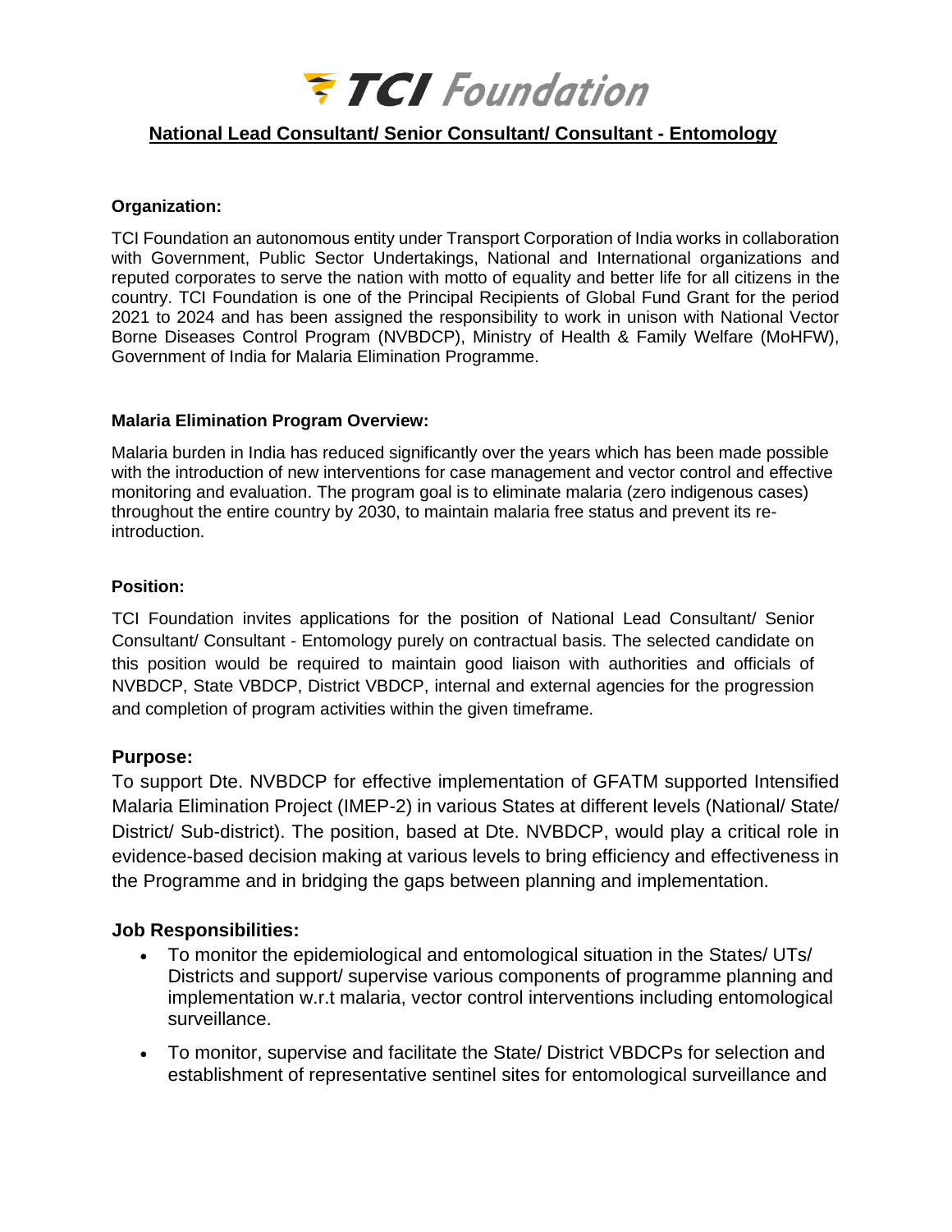# TCI Foundation

## National Lead Consultant/ Senior Consultant/ Consultant - Entomology

**Organization:**

TCI Foundation an autonomous entity under Transport Corporation of India works in collaboration with Government, Public Sector Undertakings, National and International organizations and reputed corporates to serve the nation with motto of equality and better life for all citizens in the country. TCI Foundation is one of the Principal Recipients of Global Fund Grant for the period 2021 to 2024 and has been assigned the responsibility to work in unison with National Vector Borne Diseases Control Program (NVBDCP), Ministry of Health & Family Welfare (MoHFW), Government of India for Malaria Elimination Programme.

**Malaria Elimination Program Overview:**

Malaria burden in India has reduced significantly over the years which has been made possible with the introduction of new interventions for case management and vector control and effective monitoring and evaluation. The program goal is to eliminate malaria (zero indigenous cases) throughout the entire country by 2030, to maintain malaria free status and prevent its re-introduction.

**Position:**

TCI Foundation invites applications for the position of National Lead Consultant/ Senior Consultant/ Consultant - Entomology purely on contractual basis. The selected candidate on this position would be required to maintain good liaison with authorities and officials of NVBDCP, State VBDCP, District VBDCP, internal and external agencies for the progression and completion of program activities within the given timeframe.

**Purpose:**

To support Dte. NVBDCP for effective implementation of GFATM supported Intensified Malaria Elimination Project (IMEP-2) in various States at different levels (National/ State/ District/ Sub-district). The position, based at Dte. NVBDCP, would play a critical role in evidence-based decision making at various levels to bring efficiency and effectiveness in the Programme and in bridging the gaps between planning and implementation.

**Job Responsibilities:**

- To monitor the epidemiological and entomological situation in the States/ UTs/ Districts and support/ supervise various components of programme planning and implementation w.r.t malaria, vector control interventions including entomological surveillance.
- To monitor, supervise and facilitate the State/ District VBDCPs for selection and establishment of representative sentinel sites for entomological surveillance and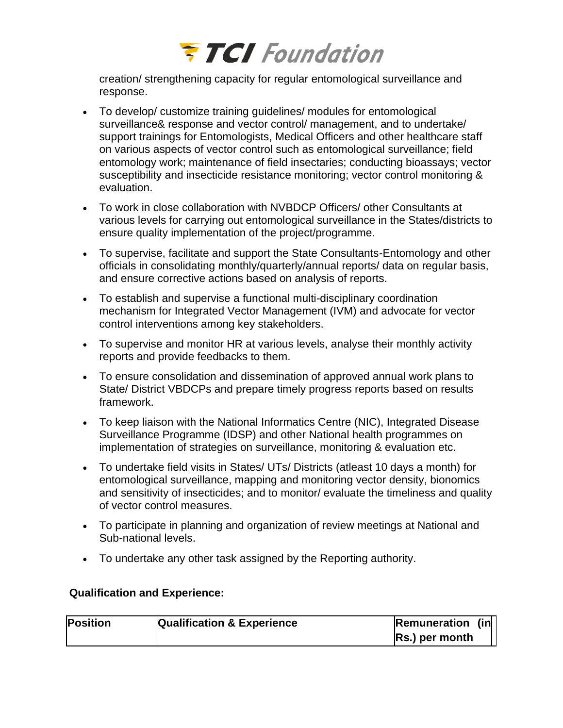creation/ strengthening capacity for regular entomological surveillance and response.

- To develop/ customize training guidelines/ modules for entomological surveillance& response and vector control/ management, and to undertake/ support trainings for Entomologists, Medical Officers and other healthcare staff on various aspects of vector control such as entomological surveillance; field entomology work; maintenance of field insectaries; conducting bioassays; vector susceptibility and insecticide resistance monitoring; vector control monitoring & evaluation.
- To work in close collaboration with NVBDCP Officers/ other Consultants at various levels for carrying out entomological surveillance in the States/districts to ensure quality implementation of the project/programme.
- To supervise, facilitate and support the State Consultants-Entomology and other officials in consolidating monthly/quarterly/annual reports/ data on regular basis, and ensure corrective actions based on analysis of reports.
- To establish and supervise a functional multi-disciplinary coordination mechanism for Integrated Vector Management (IVM) and advocate for vector control interventions among key stakeholders.
- To supervise and monitor HR at various levels, analyse their monthly activity reports and provide feedbacks to them.
- To ensure consolidation and dissemination of approved annual work plans to State/ District VBDCPs and prepare timely progress reports based on results framework.
- To keep liaison with the National Informatics Centre (NIC), Integrated Disease Surveillance Programme (IDSP) and other National health programmes on implementation of strategies on surveillance, monitoring & evaluation etc.
- To undertake field visits in States/ UTs/ Districts (atleast 10 days a month) for entomological surveillance, mapping and monitoring vector density, bionomics and sensitivity of insecticides; and to monitor/ evaluate the timeliness and quality of vector control measures.
- To participate in planning and organization of review meetings at National and Sub-national levels.
- To undertake any other task assigned by the Reporting authority.

**Qualification and Experience:**

| **Position** | **Qualification & Experience** | **Remuneration (in Rs.) per month** |
|---|---|---|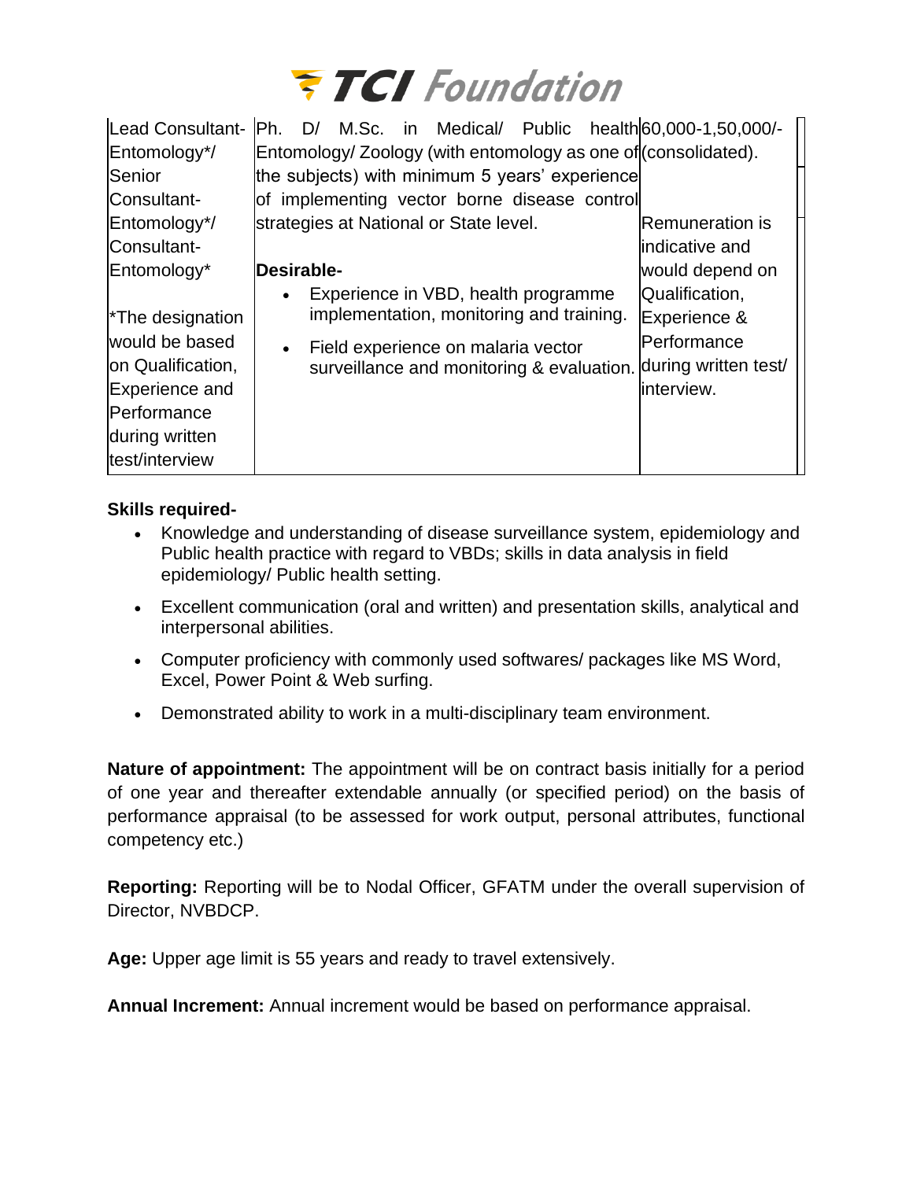| Lead Consultant-Entomology*/ Senior Consultant-Entomology*/ Consultant-Entomology*<br><br>*The designation would be based on Qualification, Experience and Performance during written test/interview | Ph. D/ M.Sc. in Medical/ Public health Entomology/ Zoology (with entomology as one of the subjects) with minimum 5 years' experience of implementing vector borne disease control strategies at National or State level.<br><br>**Desirable-**<br>• Experience in VBD, health programme implementation, monitoring and training.<br>• Field experience on malaria vector surveillance and monitoring & evaluation. | 60,000-1,50,000/- (consolidated).<br><br>Remuneration is indicative and would depend on Qualification, Experience & Performance during written test/ interview. |
|---|---|---|

**Skills required-**

- Knowledge and understanding of disease surveillance system, epidemiology and Public health practice with regard to VBDs; skills in data analysis in field epidemiology/ Public health setting.
- Excellent communication (oral and written) and presentation skills, analytical and interpersonal abilities.
- Computer proficiency with commonly used softwares/ packages like MS Word, Excel, Power Point & Web surfing.
- Demonstrated ability to work in a multi-disciplinary team environment.

**Nature of appointment:** The appointment will be on contract basis initially for a period of one year and thereafter extendable annually (or specified period) on the basis of performance appraisal (to be assessed for work output, personal attributes, functional competency etc.)

**Reporting:** Reporting will be to Nodal Officer, GFATM under the overall supervision of Director, NVBDCP.

**Age:** Upper age limit is 55 years and ready to travel extensively.

**Annual Increment:** Annual increment would be based on performance appraisal.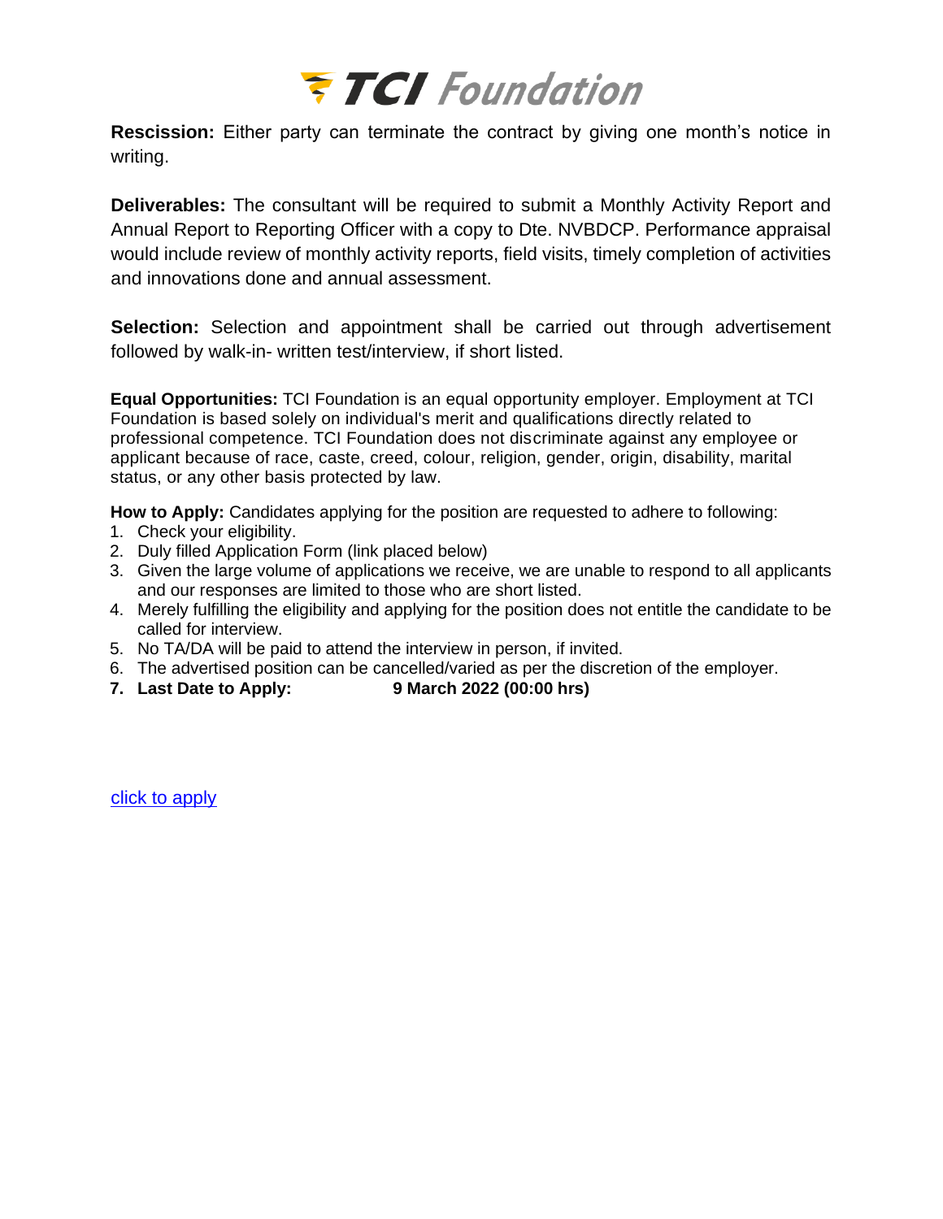**Rescission:** Either party can terminate the contract by giving one month's notice in writing.

**Deliverables:** The consultant will be required to submit a Monthly Activity Report and Annual Report to Reporting Officer with a copy to Dte. NVBDCP. Performance appraisal would include review of monthly activity reports, field visits, timely completion of activities and innovations done and annual assessment.

**Selection:** Selection and appointment shall be carried out through advertisement followed by walk-in- written test/interview, if short listed.

**Equal Opportunities:** TCI Foundation is an equal opportunity employer. Employment at TCI Foundation is based solely on individual's merit and qualifications directly related to professional competence. TCI Foundation does not discriminate against any employee or applicant because of race, caste, creed, colour, religion, gender, origin, disability, marital status, or any other basis protected by law.

**How to Apply:** Candidates applying for the position are requested to adhere to following:

1. Check your eligibility.
2. Duly filled Application Form (link placed below)
3. Given the large volume of applications we receive, we are unable to respond to all applicants and our responses are limited to those who are short listed.
4. Merely fulfilling the eligibility and applying for the position does not entitle the candidate to be called for interview.
5. No TA/DA will be paid to attend the interview in person, if invited.
6. The advertised position can be cancelled/varied as per the discretion of the employer.
7. **Last Date to Apply: 9 March 2022 (00:00 hrs)**

click to apply